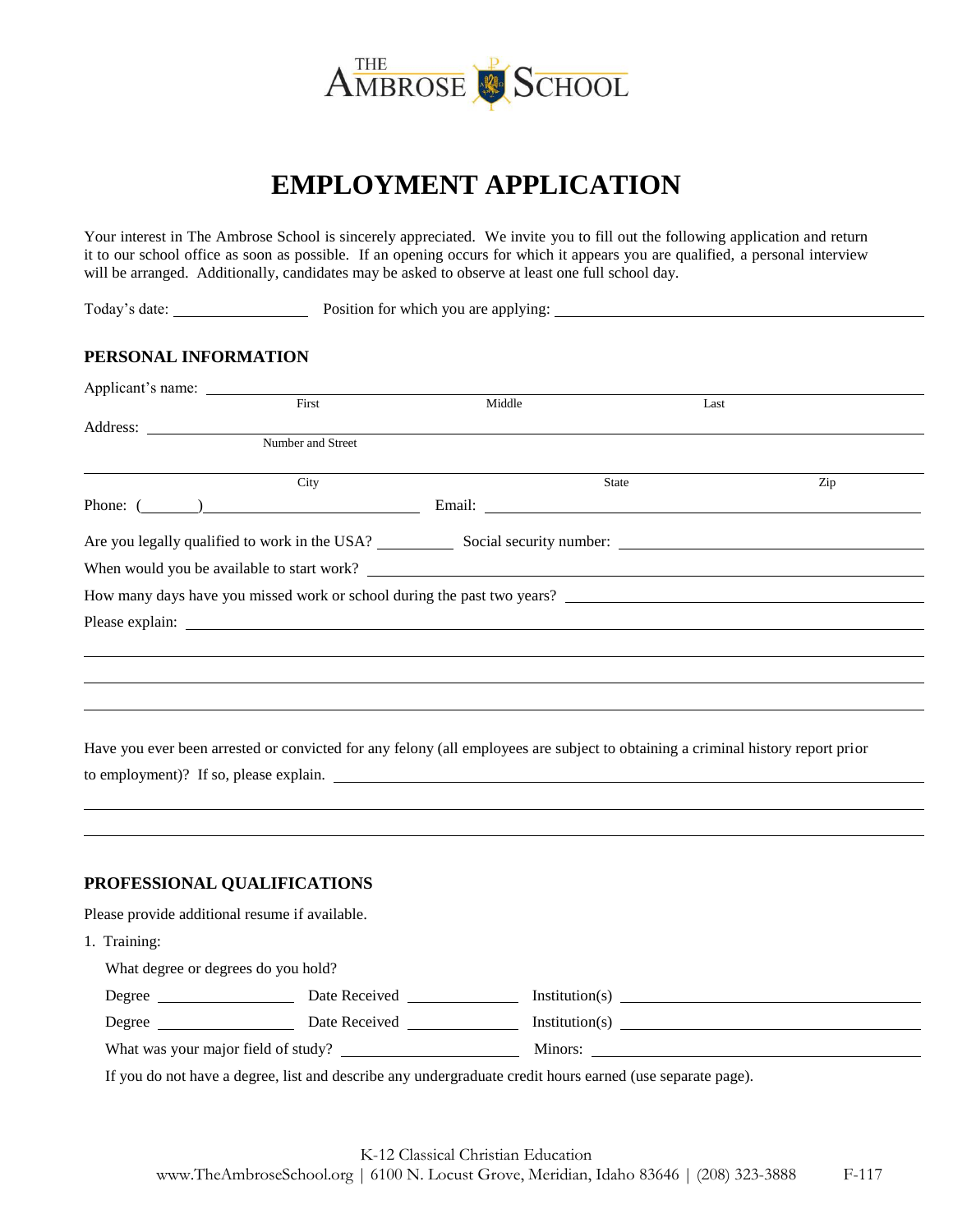THE AMBROSE SCHOOL

# EMPLOYMENT APPLICATION

Your interest in The Ambrose School is sincerely appreciated. We invite you to fill out the following application and return it to our school office as soon as possible. If an opening occurs for which it appears you are qualified, a personal interview will be arranged. Additionally, candidates may be asked to observe at least one full school day.

Today's date: ________________ Position for which you are applying: ______________________________

## PERSONAL INFORMATION

Applicant's name: ______________________________________________________________
First Middle Last

Address: ______________________________________________________________
Number and Street

______________________________________________________________
City State Zip

Phone: (______)______________________ Email: ______________________________

Are you legally qualified to work in the USA? _________ Social security number: ______________________

When would you be available to start work? ______________________________________________

How many days have you missed work or school during the past two years? ___________________________

Please explain: ______________________________________________________________

______________________________________________________________

______________________________________________________________

______________________________________________________________

Have you ever been arrested or convicted for any felony (all employees are subject to obtaining a criminal history report prior to employment)? If so, please explain. ______________________________________________

______________________________________________________________

______________________________________________________________

## PROFESSIONAL QUALIFICATIONS

Please provide additional resume if available.

1. Training:

   What degree or degrees do you hold?

   Degree ________________ Date Received ______________ Institution(s) ______________________________

   Degree ________________ Date Received ______________ Institution(s) ______________________________

   What was your major field of study? ______________________ Minors: ______________________________

   If you do not have a degree, list and describe any undergraduate credit hours earned (use separate page).

K-12 Classical Christian Education
www.TheAmbroseSchool.org | 6100 N. Locust Grove, Meridian, Idaho 83646 | (208) 323-3888 F-117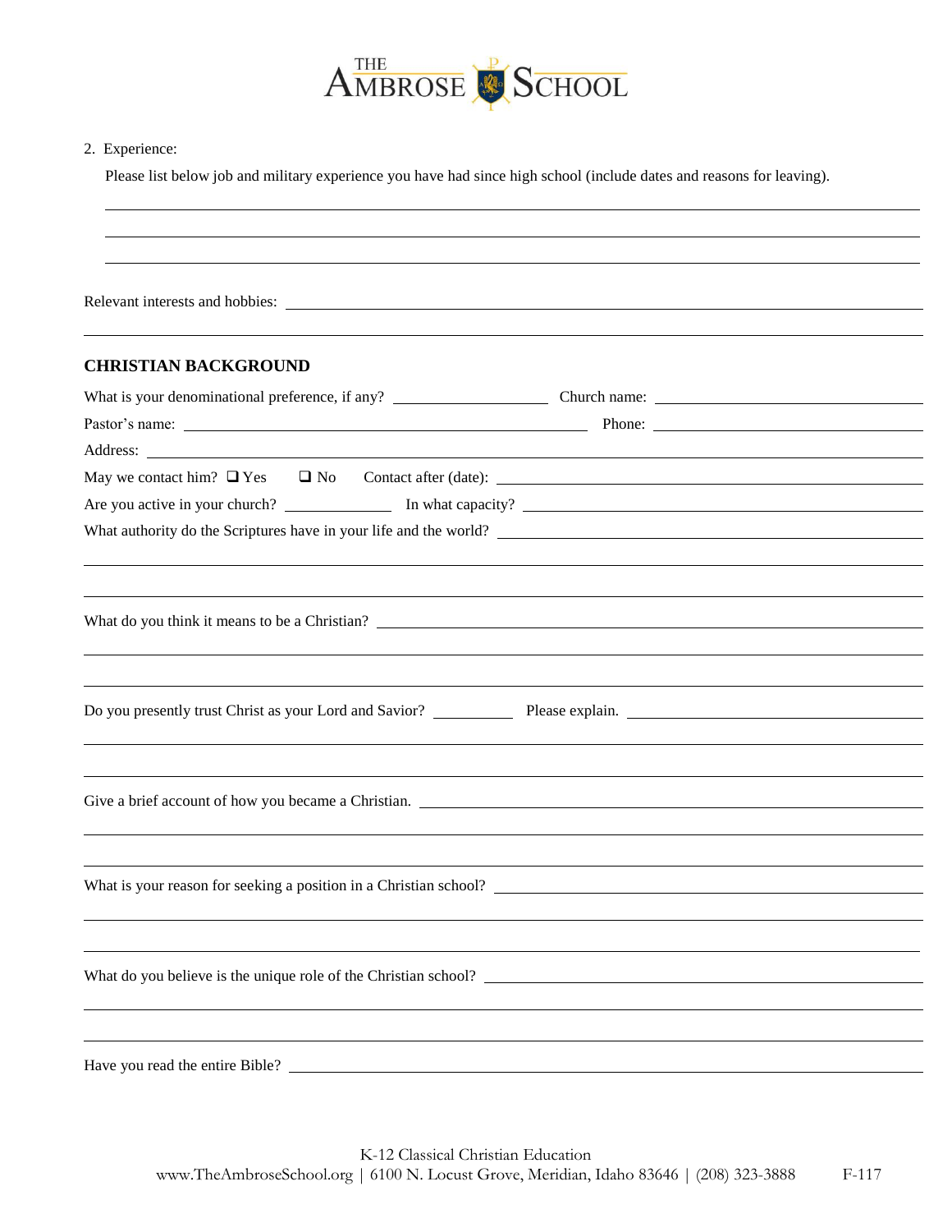2. Experience:

   Please list below job and military experience you have had since high school (include dates and reasons for leaving).

   \_\_\_\_\_\_\_\_\_\_\_\_\_\_\_\_\_\_\_\_\_\_\_\_\_\_\_\_\_\_\_\_\_\_\_\_\_\_\_\_\_\_\_\_\_\_\_\_\_\_\_\_\_\_\_\_\_\_\_\_\_\_\_\_\_\_\_\_\_\_\_\_\_\_\_\_\_\_

   \_\_\_\_\_\_\_\_\_\_\_\_\_\_\_\_\_\_\_\_\_\_\_\_\_\_\_\_\_\_\_\_\_\_\_\_\_\_\_\_\_\_\_\_\_\_\_\_\_\_\_\_\_\_\_\_\_\_\_\_\_\_\_\_\_\_\_\_\_\_\_\_\_\_\_\_\_\_

   \_\_\_\_\_\_\_\_\_\_\_\_\_\_\_\_\_\_\_\_\_\_\_\_\_\_\_\_\_\_\_\_\_\_\_\_\_\_\_\_\_\_\_\_\_\_\_\_\_\_\_\_\_\_\_\_\_\_\_\_\_\_\_\_\_\_\_\_\_\_\_\_\_\_\_\_\_\_

Relevant interests and hobbies: \_\_\_\_\_\_\_\_\_\_\_\_\_\_\_\_\_\_\_\_\_\_\_\_\_\_\_\_\_\_\_\_\_\_\_\_\_\_\_\_\_\_\_\_\_\_\_\_\_\_\_\_\_\_\_\_\_\_

\_\_\_\_\_\_\_\_\_\_\_\_\_\_\_\_\_\_\_\_\_\_\_\_\_\_\_\_\_\_\_\_\_\_\_\_\_\_\_\_\_\_\_\_\_\_\_\_\_\_\_\_\_\_\_\_\_\_\_\_\_\_\_\_\_\_\_\_\_\_\_\_\_\_\_\_\_\_\_\_\_\_

## CHRISTIAN BACKGROUND

What is your denominational preference, if any? \_\_\_\_\_\_\_\_\_\_\_\_\_\_\_\_\_\_\_\_ Church name: \_\_\_\_\_\_\_\_\_\_\_\_\_\_\_\_\_\_\_\_\_\_\_\_\_\_\_\_\_\_\_\_\_\_

Pastor's name: \_\_\_\_\_\_\_\_\_\_\_\_\_\_\_\_\_\_\_\_\_\_\_\_\_\_\_\_\_\_\_\_\_\_\_\_\_\_\_\_\_\_\_\_\_\_\_\_\_\_\_\_\_ Phone: \_\_\_\_\_\_\_\_\_\_\_\_\_\_\_\_\_\_\_\_\_\_\_\_\_\_\_\_\_\_\_\_\_\_\_

Address: \_\_\_\_\_\_\_\_\_\_\_\_\_\_\_\_\_\_\_\_\_\_\_\_\_\_\_\_\_\_\_\_\_\_\_\_\_\_\_\_\_\_\_\_\_\_\_\_\_\_\_\_\_\_\_\_\_\_\_\_\_\_\_\_\_\_\_\_\_\_\_\_\_\_\_\_\_\_\_\_\_\_

May we contact him? ❑ Yes ❑ No Contact after (date): \_\_\_\_\_\_\_\_\_\_\_\_\_\_\_\_\_\_\_\_\_\_\_\_\_\_\_\_\_\_\_\_\_\_\_\_\_\_\_\_\_\_\_\_\_\_\_\_\_\_\_\_\_\_

Are you active in your church? \_\_\_\_\_\_\_\_\_\_\_\_\_\_\_ In what capacity? \_\_\_\_\_\_\_\_\_\_\_\_\_\_\_\_\_\_\_\_\_\_\_\_\_\_\_\_\_\_\_\_\_\_\_\_\_\_\_\_\_\_\_\_\_\_\_\_\_\_\_

What authority do the Scriptures have in your life and the world? \_\_\_\_\_\_\_\_\_\_\_\_\_\_\_\_\_\_\_\_\_\_\_\_\_\_\_\_\_\_\_\_\_\_\_\_\_\_\_\_\_\_\_\_\_\_\_\_\_\_

\_\_\_\_\_\_\_\_\_\_\_\_\_\_\_\_\_\_\_\_\_\_\_\_\_\_\_\_\_\_\_\_\_\_\_\_\_\_\_\_\_\_\_\_\_\_\_\_\_\_\_\_\_\_\_\_\_\_\_\_\_\_\_\_\_\_\_\_\_\_\_\_\_\_\_\_\_\_\_\_\_\_

\_\_\_\_\_\_\_\_\_\_\_\_\_\_\_\_\_\_\_\_\_\_\_\_\_\_\_\_\_\_\_\_\_\_\_\_\_\_\_\_\_\_\_\_\_\_\_\_\_\_\_\_\_\_\_\_\_\_\_\_\_\_\_\_\_\_\_\_\_\_\_\_\_\_\_\_\_\_\_\_\_\_

What do you think it means to be a Christian? \_\_\_\_\_\_\_\_\_\_\_\_\_\_\_\_\_\_\_\_\_\_\_\_\_\_\_\_\_\_\_\_\_\_\_\_\_\_\_\_\_\_\_\_\_\_\_\_\_\_\_\_\_\_\_\_\_\_\_\_\_

\_\_\_\_\_\_\_\_\_\_\_\_\_\_\_\_\_\_\_\_\_\_\_\_\_\_\_\_\_\_\_\_\_\_\_\_\_\_\_\_\_\_\_\_\_\_\_\_\_\_\_\_\_\_\_\_\_\_\_\_\_\_\_\_\_\_\_\_\_\_\_\_\_\_\_\_\_\_\_\_\_\_

\_\_\_\_\_\_\_\_\_\_\_\_\_\_\_\_\_\_\_\_\_\_\_\_\_\_\_\_\_\_\_\_\_\_\_\_\_\_\_\_\_\_\_\_\_\_\_\_\_\_\_\_\_\_\_\_\_\_\_\_\_\_\_\_\_\_\_\_\_\_\_\_\_\_\_\_\_\_\_\_\_\_

Do you presently trust Christ as your Lord and Savior? \_\_\_\_\_\_\_\_\_\_\_ Please explain. \_\_\_\_\_\_\_\_\_\_\_\_\_\_\_\_\_\_\_\_\_\_\_\_\_\_\_\_\_\_\_\_\_\_\_\_\_\_\_\_

\_\_\_\_\_\_\_\_\_\_\_\_\_\_\_\_\_\_\_\_\_\_\_\_\_\_\_\_\_\_\_\_\_\_\_\_\_\_\_\_\_\_\_\_\_\_\_\_\_\_\_\_\_\_\_\_\_\_\_\_\_\_\_\_\_\_\_\_\_\_\_\_\_\_\_\_\_\_\_\_\_\_

\_\_\_\_\_\_\_\_\_\_\_\_\_\_\_\_\_\_\_\_\_\_\_\_\_\_\_\_\_\_\_\_\_\_\_\_\_\_\_\_\_\_\_\_\_\_\_\_\_\_\_\_\_\_\_\_\_\_\_\_\_\_\_\_\_\_\_\_\_\_\_\_\_\_\_\_\_\_\_\_\_\_

Give a brief account of how you became a Christian. \_\_\_\_\_\_\_\_\_\_\_\_\_\_\_\_\_\_\_\_\_\_\_\_\_\_\_\_\_\_\_\_\_\_\_\_\_\_\_\_\_\_\_\_\_\_\_\_\_\_\_\_\_\_\_\_

\_\_\_\_\_\_\_\_\_\_\_\_\_\_\_\_\_\_\_\_\_\_\_\_\_\_\_\_\_\_\_\_\_\_\_\_\_\_\_\_\_\_\_\_\_\_\_\_\_\_\_\_\_\_\_\_\_\_\_\_\_\_\_\_\_\_\_\_\_\_\_\_\_\_\_\_\_\_\_\_\_\_

\_\_\_\_\_\_\_\_\_\_\_\_\_\_\_\_\_\_\_\_\_\_\_\_\_\_\_\_\_\_\_\_\_\_\_\_\_\_\_\_\_\_\_\_\_\_\_\_\_\_\_\_\_\_\_\_\_\_\_\_\_\_\_\_\_\_\_\_\_\_\_\_\_\_\_\_\_\_\_\_\_\_

What is your reason for seeking a position in a Christian school? \_\_\_\_\_\_\_\_\_\_\_\_\_\_\_\_\_\_\_\_\_\_\_\_\_\_\_\_\_\_\_\_\_\_\_\_\_\_\_\_\_\_\_\_\_\_\_\_\_

\_\_\_\_\_\_\_\_\_\_\_\_\_\_\_\_\_\_\_\_\_\_\_\_\_\_\_\_\_\_\_\_\_\_\_\_\_\_\_\_\_\_\_\_\_\_\_\_\_\_\_\_\_\_\_\_\_\_\_\_\_\_\_\_\_\_\_\_\_\_\_\_\_\_\_\_\_\_\_\_\_\_

\_\_\_\_\_\_\_\_\_\_\_\_\_\_\_\_\_\_\_\_\_\_\_\_\_\_\_\_\_\_\_\_\_\_\_\_\_\_\_\_\_\_\_\_\_\_\_\_\_\_\_\_\_\_\_\_\_\_\_\_\_\_\_\_\_\_\_\_\_\_\_\_\_\_\_\_\_\_\_\_\_\_

What do you believe is the unique role of the Christian school? \_\_\_\_\_\_\_\_\_\_\_\_\_\_\_\_\_\_\_\_\_\_\_\_\_\_\_\_\_\_\_\_\_\_\_\_\_\_\_\_\_\_\_\_\_\_\_\_\_\_

\_\_\_\_\_\_\_\_\_\_\_\_\_\_\_\_\_\_\_\_\_\_\_\_\_\_\_\_\_\_\_\_\_\_\_\_\_\_\_\_\_\_\_\_\_\_\_\_\_\_\_\_\_\_\_\_\_\_\_\_\_\_\_\_\_\_\_\_\_\_\_\_\_\_\_\_\_\_\_\_\_\_

\_\_\_\_\_\_\_\_\_\_\_\_\_\_\_\_\_\_\_\_\_\_\_\_\_\_\_\_\_\_\_\_\_\_\_\_\_\_\_\_\_\_\_\_\_\_\_\_\_\_\_\_\_\_\_\_\_\_\_\_\_\_\_\_\_\_\_\_\_\_\_\_\_\_\_\_\_\_\_\_\_\_

Have you read the entire Bible? \_\_\_\_\_\_\_\_\_\_\_\_\_\_\_\_\_\_\_\_\_\_\_\_\_\_\_\_\_\_\_\_\_\_\_\_\_\_\_\_\_\_\_\_\_\_\_\_\_\_\_\_\_\_\_\_\_\_\_\_\_\_\_\_\_\_\_\_\_\_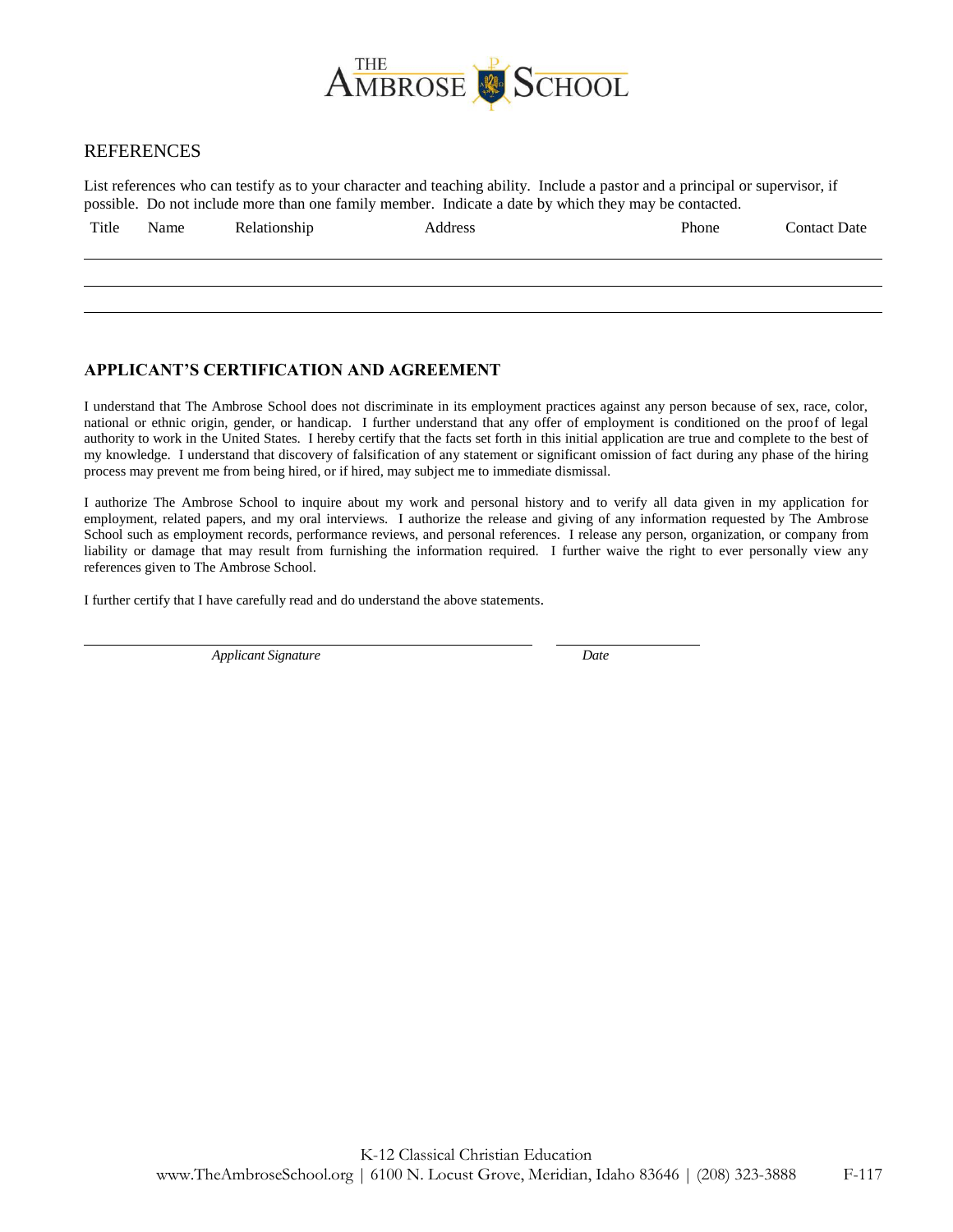## REFERENCES

List references who can testify as to your character and teaching ability. Include a pastor and a principal or supervisor, if possible. Do not include more than one family member. Indicate a date by which they may be contacted.

| Title | Name | Relationship | Address | Phone | Contact Date |
|---|---|---|---|---|---|
| | | | | | |
| | | | | | |
| | | | | | |

## APPLICANT'S CERTIFICATION AND AGREEMENT

I understand that The Ambrose School does not discriminate in its employment practices against any person because of sex, race, color, national or ethnic origin, gender, or handicap. I further understand that any offer of employment is conditioned on the proof of legal authority to work in the United States. I hereby certify that the facts set forth in this initial application are true and complete to the best of my knowledge. I understand that discovery of falsification of any statement or significant omission of fact during any phase of the hiring process may prevent me from being hired, or if hired, may subject me to immediate dismissal.

I authorize The Ambrose School to inquire about my work and personal history and to verify all data given in my application for employment, related papers, and my oral interviews. I authorize the release and giving of any information requested by The Ambrose School such as employment records, performance reviews, and personal references. I release any person, organization, or company from liability or damage that may result from furnishing the information required. I further waive the right to ever personally view any references given to The Ambrose School.

I further certify that I have carefully read and do understand the above statements.

_________________________________________ ____________________

*Applicant Signature* *Date*

K-12 Classical Christian Education

www.TheAmbroseSchool.org | 6100 N. Locust Grove, Meridian, Idaho 83646 | (208) 323-3888 F-117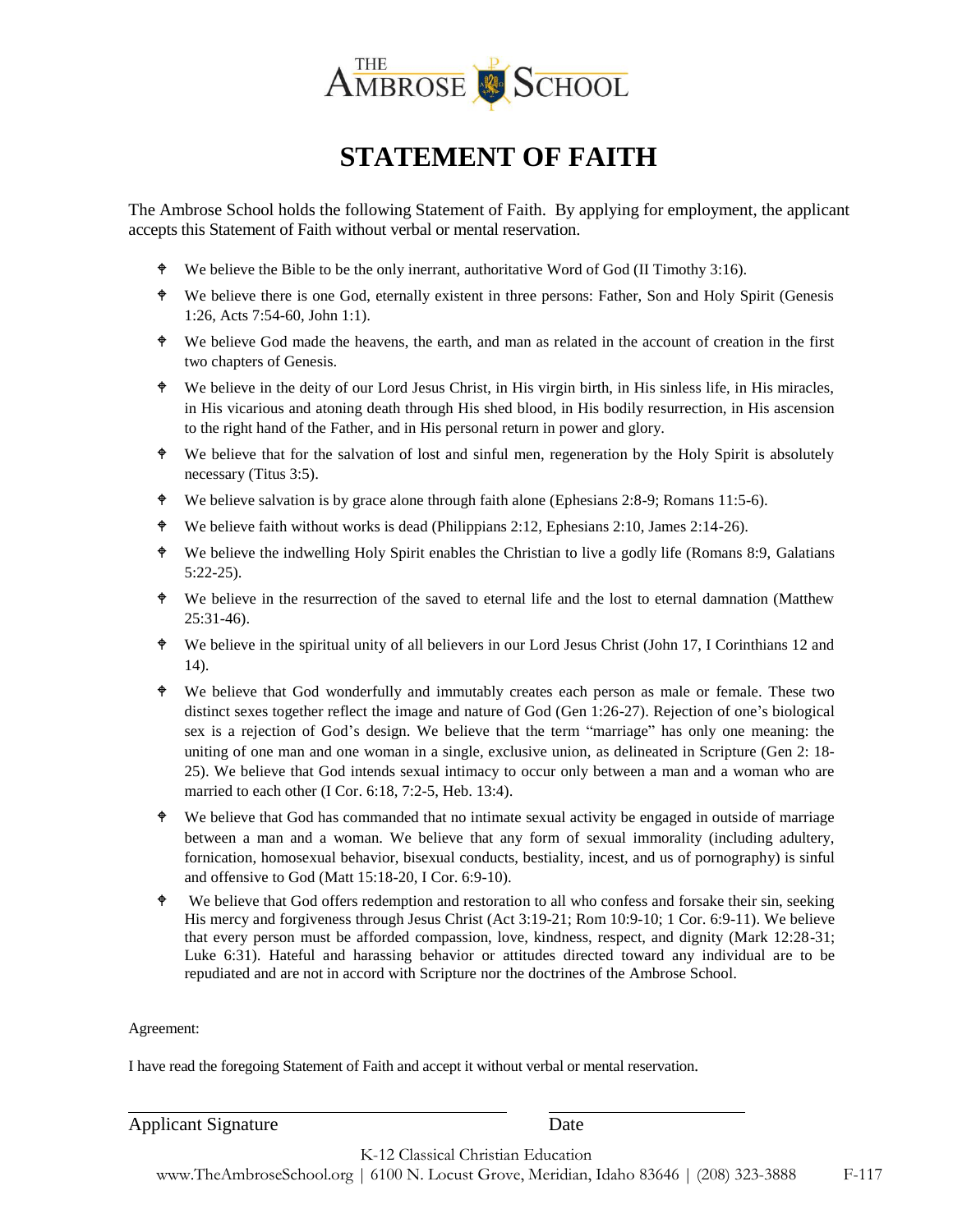THE AMBROSE SCHOOL

# STATEMENT OF FAITH

The Ambrose School holds the following Statement of Faith. By applying for employment, the applicant accepts this Statement of Faith without verbal or mental reservation.

- We believe the Bible to be the only inerrant, authoritative Word of God (II Timothy 3:16).
- We believe there is one God, eternally existent in three persons: Father, Son and Holy Spirit (Genesis 1:26, Acts 7:54-60, John 1:1).
- We believe God made the heavens, the earth, and man as related in the account of creation in the first two chapters of Genesis.
- We believe in the deity of our Lord Jesus Christ, in His virgin birth, in His sinless life, in His miracles, in His vicarious and atoning death through His shed blood, in His bodily resurrection, in His ascension to the right hand of the Father, and in His personal return in power and glory.
- We believe that for the salvation of lost and sinful men, regeneration by the Holy Spirit is absolutely necessary (Titus 3:5).
- We believe salvation is by grace alone through faith alone (Ephesians 2:8-9; Romans 11:5-6).
- We believe faith without works is dead (Philippians 2:12, Ephesians 2:10, James 2:14-26).
- We believe the indwelling Holy Spirit enables the Christian to live a godly life (Romans 8:9, Galatians 5:22-25).
- We believe in the resurrection of the saved to eternal life and the lost to eternal damnation (Matthew 25:31-46).
- We believe in the spiritual unity of all believers in our Lord Jesus Christ (John 17, I Corinthians 12 and 14).
- We believe that God wonderfully and immutably creates each person as male or female. These two distinct sexes together reflect the image and nature of God (Gen 1:26-27). Rejection of one's biological sex is a rejection of God's design. We believe that the term "marriage" has only one meaning: the uniting of one man and one woman in a single, exclusive union, as delineated in Scripture (Gen 2: 18-25). We believe that God intends sexual intimacy to occur only between a man and a woman who are married to each other (I Cor. 6:18, 7:2-5, Heb. 13:4).
- We believe that God has commanded that no intimate sexual activity be engaged in outside of marriage between a man and a woman. We believe that any form of sexual immorality (including adultery, fornication, homosexual behavior, bisexual conducts, bestiality, incest, and us of pornography) is sinful and offensive to God (Matt 15:18-20, I Cor. 6:9-10).
- We believe that God offers redemption and restoration to all who confess and forsake their sin, seeking His mercy and forgiveness through Jesus Christ (Act 3:19-21; Rom 10:9-10; 1 Cor. 6:9-11). We believe that every person must be afforded compassion, love, kindness, respect, and dignity (Mark 12:28-31; Luke 6:31). Hateful and harassing behavior or attitudes directed toward any individual are to be repudiated and are not in accord with Scripture nor the doctrines of the Ambrose School.

Agreement:

I have read the foregoing Statement of Faith and accept it without verbal or mental reservation.

Applicant Signature _______________________ Date _______________

K-12 Classical Christian Education

www.TheAmbroseSchool.org | 6100 N. Locust Grove, Meridian, Idaho 83646 | (208) 323-3888 F-117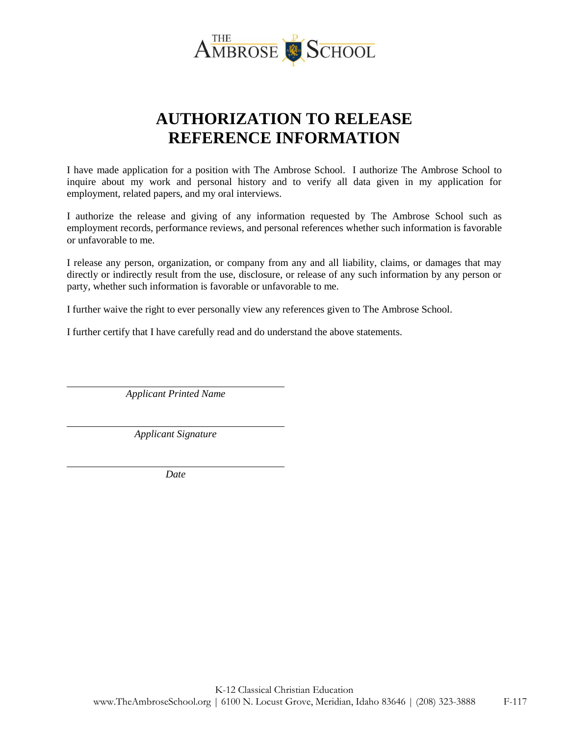THE AMBROSE SCHOOL

# AUTHORIZATION TO RELEASE REFERENCE INFORMATION

I have made application for a position with The Ambrose School. I authorize The Ambrose School to inquire about my work and personal history and to verify all data given in my application for employment, related papers, and my oral interviews.

I authorize the release and giving of any information requested by The Ambrose School such as employment records, performance reviews, and personal references whether such information is favorable or unfavorable to me.

I release any person, organization, or company from any and all liability, claims, or damages that may directly or indirectly result from the use, disclosure, or release of any such information by any person or party, whether such information is favorable or unfavorable to me.

I further waive the right to ever personally view any references given to The Ambrose School.

I further certify that I have carefully read and do understand the above statements.

______________________________

*Applicant Printed Name*

______________________________

*Applicant Signature*

______________________________

*Date*

K-12 Classical Christian Education

www.TheAmbroseSchool.org | 6100 N. Locust Grove, Meridian, Idaho 83646 | (208) 323-3888 F-117